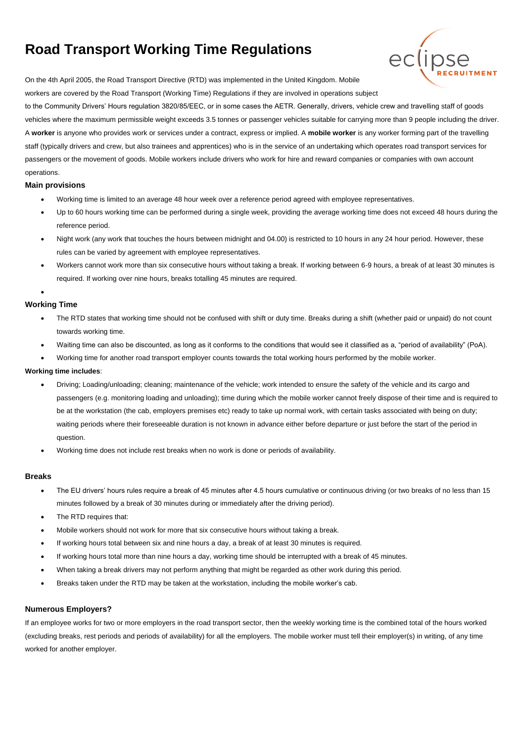# Road Transport Working Time Regulations

On the 4th April 2005, the Road Transport Directive (RTD) was implemented in the United Kingdom. Mobile workers are covered by the Road Transport (Working Time) Regulations if they are involved in operations subject to the Community Drivers' Hours regulation 3820/85/EEC, or in some cases the AETR. Generally, drivers, vehicle crew and travelling staff of goods vehicles where the maximum permissible weight exceeds 3.5 tonnes or passenger vehicles suitable for carrying more than 9 people including the driver. A **worker** is anyone who provides work or services under a contract, express or implied. A **mobile worker** is any worker forming part of the travelling staff (typically drivers and crew, but also trainees and apprentices) who is in the service of an undertaking which operates road transport services for passengers or the movement of goods. Mobile workers include drivers who work for hire and reward companies or companies with own account operations.

### Main provisions

- Working time is limited to an average 48 hour week over a reference period agreed with employee representatives.
- Up to 60 hours working time can be performed during a single week, providing the average working time does not exceed 48 hours during the reference period.
- Night work (any work that touches the hours between midnight and 04.00) is restricted to 10 hours in any 24 hour period. However, these rules can be varied by agreement with employee representatives.
- Workers cannot work more than six consecutive hours without taking a break. If working between 6-9 hours, a break of at least 30 minutes is required. If working over nine hours, breaks totalling 45 minutes are required.

### Working Time

- The RTD states that working time should not be confused with shift or duty time. Breaks during a shift (whether paid or unpaid) do not count towards working time.
- Waiting time can also be discounted, as long as it conforms to the conditions that would see it classified as a, "period of availability" (PoA).
- Working time for another road transport employer counts towards the total working hours performed by the mobile worker.

**Working time includes**:

- Driving; Loading/unloading; cleaning; maintenance of the vehicle; work intended to ensure the safety of the vehicle and its cargo and passengers (e.g. monitoring loading and unloading); time during which the mobile worker cannot freely dispose of their time and is required to be at the workstation (the cab, employers premises etc) ready to take up normal work, with certain tasks associated with being on duty; waiting periods where their foreseeable duration is not known in advance either before departure or just before the start of the period in question.
- Working time does not include rest breaks when no work is done or periods of availability.

### Breaks

- The EU drivers' hours rules require a break of 45 minutes after 4.5 hours cumulative or continuous driving (or two breaks of no less than 15 minutes followed by a break of 30 minutes during or immediately after the driving period).
- The RTD requires that:
- Mobile workers should not work for more that six consecutive hours without taking a break.
- If working hours total between six and nine hours a day, a break of at least 30 minutes is required.
- If working hours total more than nine hours a day, working time should be interrupted with a break of 45 minutes.
- When taking a break drivers may not perform anything that might be regarded as other work during this period.
- Breaks taken under the RTD may be taken at the workstation, including the mobile worker's cab.

### Numerous Employers?

If an employee works for two or more employers in the road transport sector, then the weekly working time is the combined total of the hours worked (excluding breaks, rest periods and periods of availability) for all the employers. The mobile worker must tell their employer(s) in writing, of any time worked for another employer.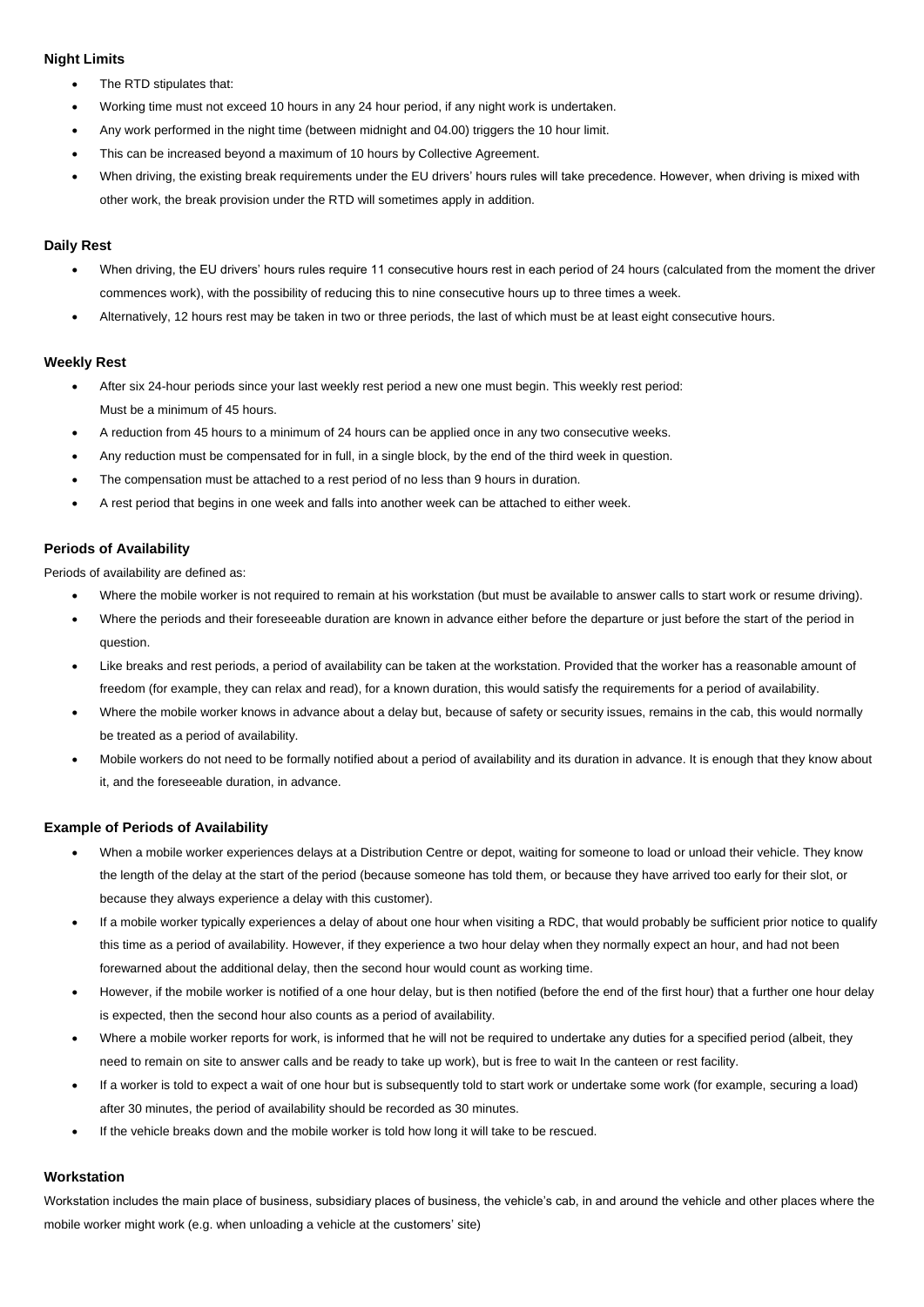### Night Limits

- The RTD stipulates that:
- Working time must not exceed 10 hours in any 24 hour period, if any night work is undertaken.
- Any work performed in the night time (between midnight and 04.00) triggers the 10 hour limit.
- This can be increased beyond a maximum of 10 hours by Collective Agreement.
- When driving, the existing break requirements under the EU drivers' hours rules will take precedence. However, when driving is mixed with other work, the break provision under the RTD will sometimes apply in addition.

### Daily Rest

- When driving, the EU drivers' hours rules require 11 consecutive hours rest in each period of 24 hours (calculated from the moment the driver commences work), with the possibility of reducing this to nine consecutive hours up to three times a week.
- Alternatively, 12 hours rest may be taken in two or three periods, the last of which must be at least eight consecutive hours.

### Weekly Rest

- After six 24-hour periods since your last weekly rest period a new one must begin. This weekly rest period:
  Must be a minimum of 45 hours.
- A reduction from 45 hours to a minimum of 24 hours can be applied once in any two consecutive weeks.
- Any reduction must be compensated for in full, in a single block, by the end of the third week in question.
- The compensation must be attached to a rest period of no less than 9 hours in duration.
- A rest period that begins in one week and falls into another week can be attached to either week.

### Periods of Availability

Periods of availability are defined as:

- Where the mobile worker is not required to remain at his workstation (but must be available to answer calls to start work or resume driving).
- Where the periods and their foreseeable duration are known in advance either before the departure or just before the start of the period in question.
- Like breaks and rest periods, a period of availability can be taken at the workstation. Provided that the worker has a reasonable amount of freedom (for example, they can relax and read), for a known duration, this would satisfy the requirements for a period of availability.
- Where the mobile worker knows in advance about a delay but, because of safety or security issues, remains in the cab, this would normally be treated as a period of availability.
- Mobile workers do not need to be formally notified about a period of availability and its duration in advance. It is enough that they know about it, and the foreseeable duration, in advance.

### Example of Periods of Availability

- When a mobile worker experiences delays at a Distribution Centre or depot, waiting for someone to load or unload their vehicle. They know the length of the delay at the start of the period (because someone has told them, or because they have arrived too early for their slot, or because they always experience a delay with this customer).
- If a mobile worker typically experiences a delay of about one hour when visiting a RDC, that would probably be sufficient prior notice to qualify this time as a period of availability. However, if they experience a two hour delay when they normally expect an hour, and had not been forewarned about the additional delay, then the second hour would count as working time.
- However, if the mobile worker is notified of a one hour delay, but is then notified (before the end of the first hour) that a further one hour delay is expected, then the second hour also counts as a period of availability.
- Where a mobile worker reports for work, is informed that he will not be required to undertake any duties for a specified period (albeit, they need to remain on site to answer calls and be ready to take up work), but is free to wait In the canteen or rest facility.
- If a worker is told to expect a wait of one hour but is subsequently told to start work or undertake some work (for example, securing a load) after 30 minutes, the period of availability should be recorded as 30 minutes.
- If the vehicle breaks down and the mobile worker is told how long it will take to be rescued.

### Workstation

Workstation includes the main place of business, subsidiary places of business, the vehicle's cab, in and around the vehicle and other places where the mobile worker might work (e.g. when unloading a vehicle at the customers' site)